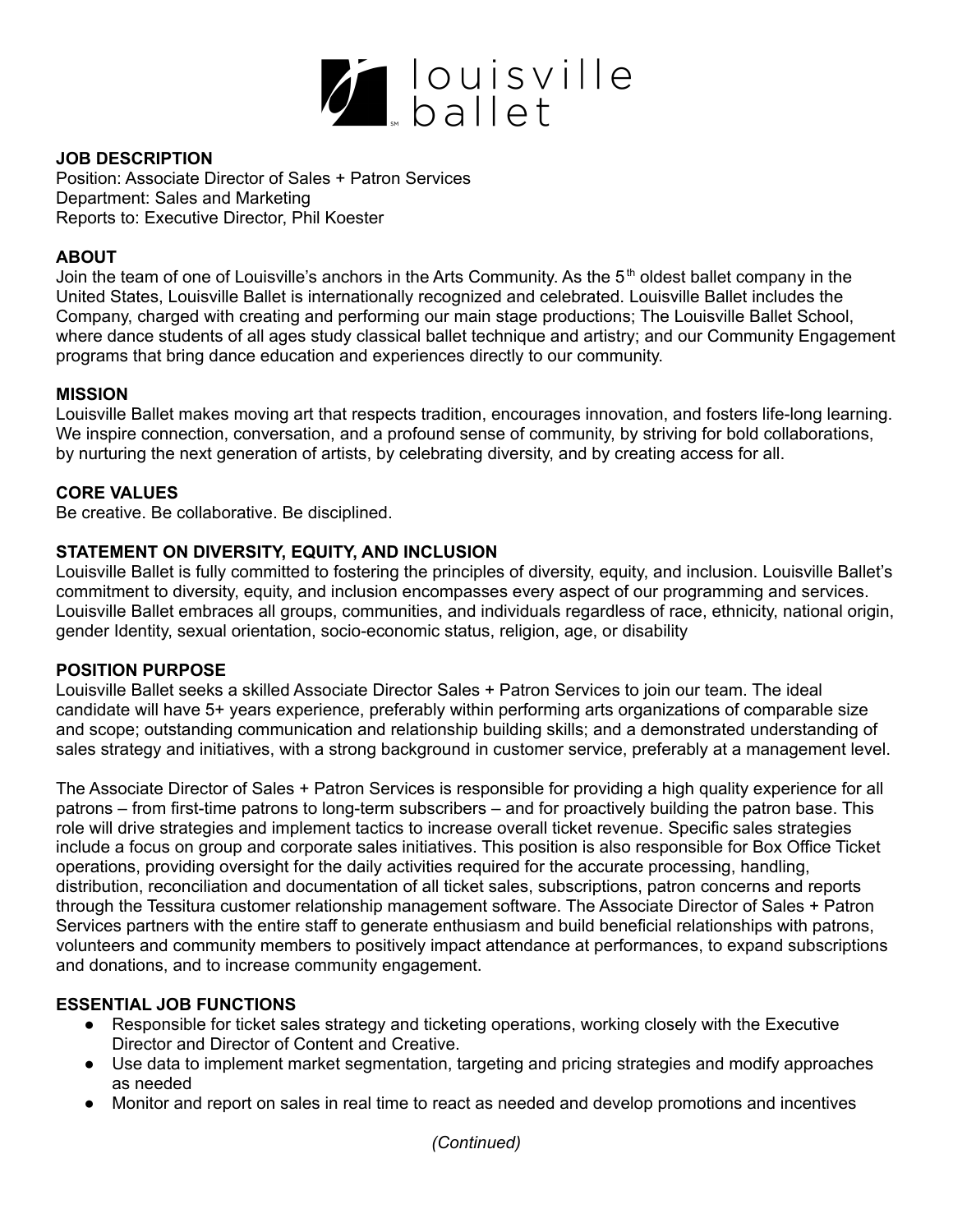# louisville ballet

**JOB DESCRIPTION**
Position: Associate Director of Sales + Patron Services
Department: Sales and Marketing
Reports to: Executive Director, Phil Koester

**ABOUT**
Join the team of one of Louisville's anchors in the Arts Community. As the 5th oldest ballet company in the United States, Louisville Ballet is internationally recognized and celebrated. Louisville Ballet includes the Company, charged with creating and performing our main stage productions; The Louisville Ballet School, where dance students of all ages study classical ballet technique and artistry; and our Community Engagement programs that bring dance education and experiences directly to our community.

**MISSION**
Louisville Ballet makes moving art that respects tradition, encourages innovation, and fosters life-long learning. We inspire connection, conversation, and a profound sense of community, by striving for bold collaborations, by nurturing the next generation of artists, by celebrating diversity, and by creating access for all.

**CORE VALUES**
Be creative. Be collaborative. Be disciplined.

**STATEMENT ON DIVERSITY, EQUITY, AND INCLUSION**
Louisville Ballet is fully committed to fostering the principles of diversity, equity, and inclusion. Louisville Ballet's commitment to diversity, equity, and inclusion encompasses every aspect of our programming and services. Louisville Ballet embraces all groups, communities, and individuals regardless of race, ethnicity, national origin, gender Identity, sexual orientation, socio-economic status, religion, age, or disability

**POSITION PURPOSE**
Louisville Ballet seeks a skilled Associate Director Sales + Patron Services to join our team. The ideal candidate will have 5+ years experience, preferably within performing arts organizations of comparable size and scope; outstanding communication and relationship building skills; and a demonstrated understanding of sales strategy and initiatives, with a strong background in customer service, preferably at a management level.

The Associate Director of Sales + Patron Services is responsible for providing a high quality experience for all patrons – from first-time patrons to long-term subscribers – and for proactively building the patron base. This role will drive strategies and implement tactics to increase overall ticket revenue. Specific sales strategies include a focus on group and corporate sales initiatives. This position is also responsible for Box Office Ticket operations, providing oversight for the daily activities required for the accurate processing, handling, distribution, reconciliation and documentation of all ticket sales, subscriptions, patron concerns and reports through the Tessitura customer relationship management software. The Associate Director of Sales + Patron Services partners with the entire staff to generate enthusiasm and build beneficial relationships with patrons, volunteers and community members to positively impact attendance at performances, to expand subscriptions and donations, and to increase community engagement.

**ESSENTIAL JOB FUNCTIONS**

- Responsible for ticket sales strategy and ticketing operations, working closely with the Executive Director and Director of Content and Creative.
- Use data to implement market segmentation, targeting and pricing strategies and modify approaches as needed
- Monitor and report on sales in real time to react as needed and develop promotions and incentives

*(Continued)*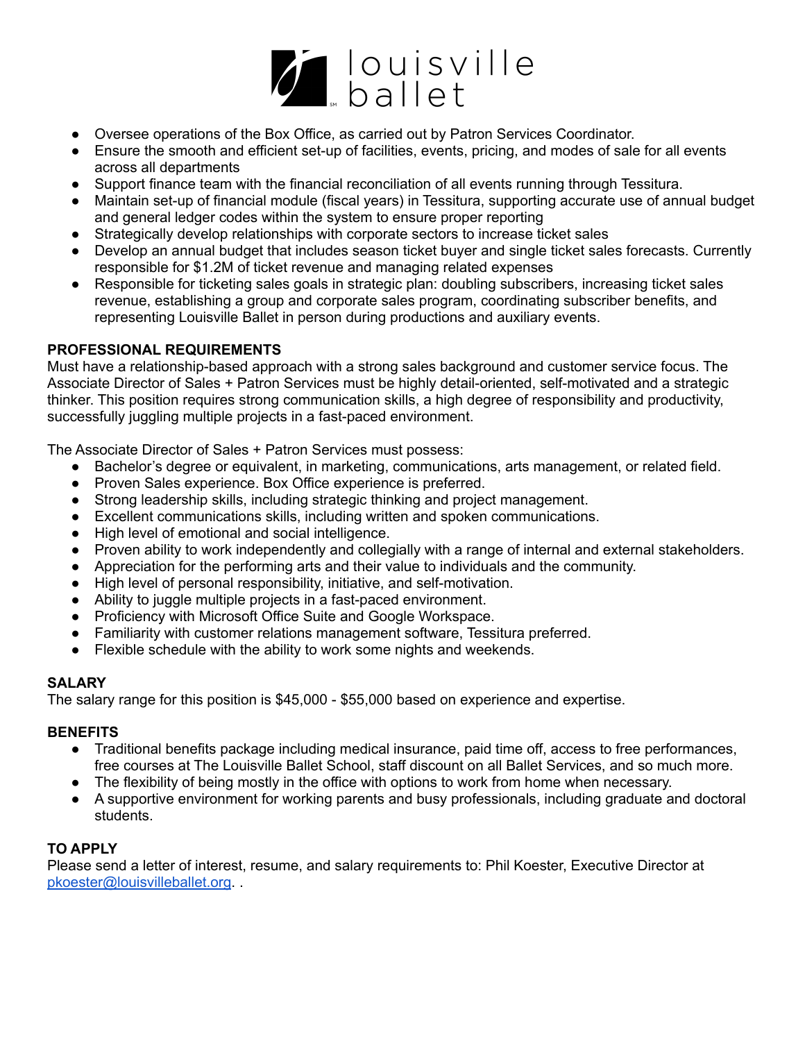- Oversee operations of the Box Office, as carried out by Patron Services Coordinator.
- Ensure the smooth and efficient set-up of facilities, events, pricing, and modes of sale for all events across all departments
- Support finance team with the financial reconciliation of all events running through Tessitura.
- Maintain set-up of financial module (fiscal years) in Tessitura, supporting accurate use of annual budget and general ledger codes within the system to ensure proper reporting
- Strategically develop relationships with corporate sectors to increase ticket sales
- Develop an annual budget that includes season ticket buyer and single ticket sales forecasts. Currently responsible for $1.2M of ticket revenue and managing related expenses
- Responsible for ticketing sales goals in strategic plan: doubling subscribers, increasing ticket sales revenue, establishing a group and corporate sales program, coordinating subscriber benefits, and representing Louisville Ballet in person during productions and auxiliary events.

**PROFESSIONAL REQUIREMENTS**

Must have a relationship-based approach with a strong sales background and customer service focus. The Associate Director of Sales + Patron Services must be highly detail-oriented, self-motivated and a strategic thinker. This position requires strong communication skills, a high degree of responsibility and productivity, successfully juggling multiple projects in a fast-paced environment.

The Associate Director of Sales + Patron Services must possess:

- Bachelor's degree or equivalent, in marketing, communications, arts management, or related field.
- Proven Sales experience. Box Office experience is preferred.
- Strong leadership skills, including strategic thinking and project management.
- Excellent communications skills, including written and spoken communications.
- High level of emotional and social intelligence.
- Proven ability to work independently and collegially with a range of internal and external stakeholders.
- Appreciation for the performing arts and their value to individuals and the community.
- High level of personal responsibility, initiative, and self-motivation.
- Ability to juggle multiple projects in a fast-paced environment.
- Proficiency with Microsoft Office Suite and Google Workspace.
- Familiarity with customer relations management software, Tessitura preferred.
- Flexible schedule with the ability to work some nights and weekends.

**SALARY**

The salary range for this position is $45,000 - $55,000 based on experience and expertise.

**BENEFITS**

- Traditional benefits package including medical insurance, paid time off, access to free performances, free courses at The Louisville Ballet School, staff discount on all Ballet Services, and so much more.
- The flexibility of being mostly in the office with options to work from home when necessary.
- A supportive environment for working parents and busy professionals, including graduate and doctoral students.

**TO APPLY**

Please send a letter of interest, resume, and salary requirements to: Phil Koester, Executive Director at pkoester@louisvilleballet.org. .